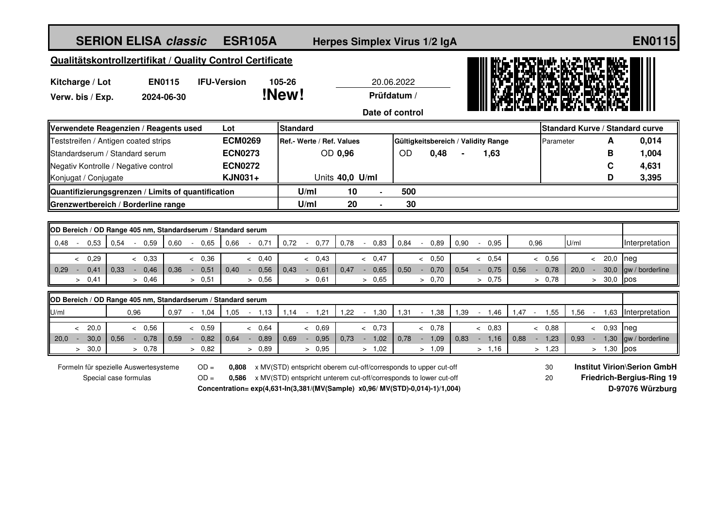# SERION ELISA *classic* ESR105A Herpes Simplex Virus 1/2 IgA EN0115

## Qualitätskontrollzertifikat / Quality Control Certificate

| | | | | |
|---|---|---|---|---|
| **Kitcharge / Lot** | **EN0115** | **IFU-Version** | **105-26** | 20.06.2022 |
| **Verw. bis / Exp.** | **2024-06-30** | | **!New!** | **Prüfdatum / Date of control** |

| Verwendete Reagenzien / Reagents used | Lot | Standard | | Gültigkeitsbereich / Validity Range | Standard Kurve / Standard curve | |
|---|---|---|---|---|---|---|
| Teststreifen / Antigen coated strips | **ECM0269** | Ref.- Werte / Ref. Values | | | Parameter **A** | **0,014** |
| Standardserum / Standard serum | **ECN0273** | OD **0,96** | | OD **0,48** - **1,63** | **B** | **1,004** |
| Negativ Kontrolle / Negative control | **ECN0272** | | | | **C** | **4,631** |
| Konjugat / Conjugate | **KJN031+** | Units **40,0 U/ml** | | | **D** | **3,395** |
| **Quantifizierungsgrenzen / Limits of quantification** | | **U/ml** | **10 - 500** | | | |
| **Grenzwertbereich / Borderline range** | | **U/ml** | **20 - 30** | | | |

**OD Bereich / OD Range 405 nm, Standardserum / Standard serum**

| 0,48 - 0,53 | 0,54 - 0,59 | 0,60 - 0,65 | 0,66 - 0,71 | 0,72 - 0,77 | 0,78 - 0,83 | 0,84 - 0,89 | 0,90 - 0,95 | 0,96 | U/ml | Interpretation |
|---|---|---|---|---|---|---|---|---|---|---|
| < 0,29 | < 0,33 | < 0,36 | < 0,40 | < 0,43 | < 0,47 | < 0,50 | < 0,54 | < 0,56 | < 20,0 | neg |
| 0,29 - 0,41 | 0,33 - 0,46 | 0,36 - 0,51 | 0,40 - 0,56 | 0,43 - 0,61 | 0,47 - 0,65 | 0,50 - 0,70 | 0,54 - 0,75 | 0,56 - 0,78 | 20,0 - 30,0 | gw / borderline |
| > 0,41 | > 0,46 | > 0,51 | > 0,56 | > 0,61 | > 0,65 | > 0,70 | > 0,75 | > 0,78 | > 30,0 | pos |

**OD Bereich / OD Range 405 nm, Standardserum / Standard serum**

| U/ml | 0,96 | 0,97 - 1,04 | 1,05 - 1,13 | 1,14 - 1,21 | 1,22 - 1,30 | 1,31 - 1,38 | 1,39 - 1,46 | 1,47 - 1,55 | 1,56 - 1,63 | Interpretation |
|---|---|---|---|---|---|---|---|---|---|---|
| < 20,0 | < 0,56 | < 0,59 | < 0,64 | < 0,69 | < 0,73 | < 0,78 | < 0,83 | < 0,88 | < 0,93 | neg |
| 20,0 - 30,0 | 0,56 - 0,78 | 0,59 - 0,82 | 0,64 - 0,89 | 0,69 - 0,95 | 0,73 - 1,02 | 0,78 - 1,09 | 0,83 - 1,16 | 0,88 - 1,23 | 0,93 - 1,30 | gw / borderline |
| > 30,0 | > 0,78 | > 0,82 | > 0,89 | > 0,95 | > 1,02 | > 1,09 | > 1,16 | > 1,23 | > 1,30 | pos |

Formeln für spezielle Auswertesysteme / Special case formulas

OD = **0,808** x MV(STD) entspricht oberem cut-off/corresponds to upper cut-off — 30

OD = **0,586** x MV(STD) entspricht unterem cut-off/corresponds to lower cut-off — 20

**Concentration= exp(4,631-ln(3,381/(MV(Sample) x0,96/ MV(STD)-0,014)-1)/1,004)**

**Institut Virion\Serion GmbH**
**Friedrich-Bergius-Ring 19**
**D-97076 Würzburg**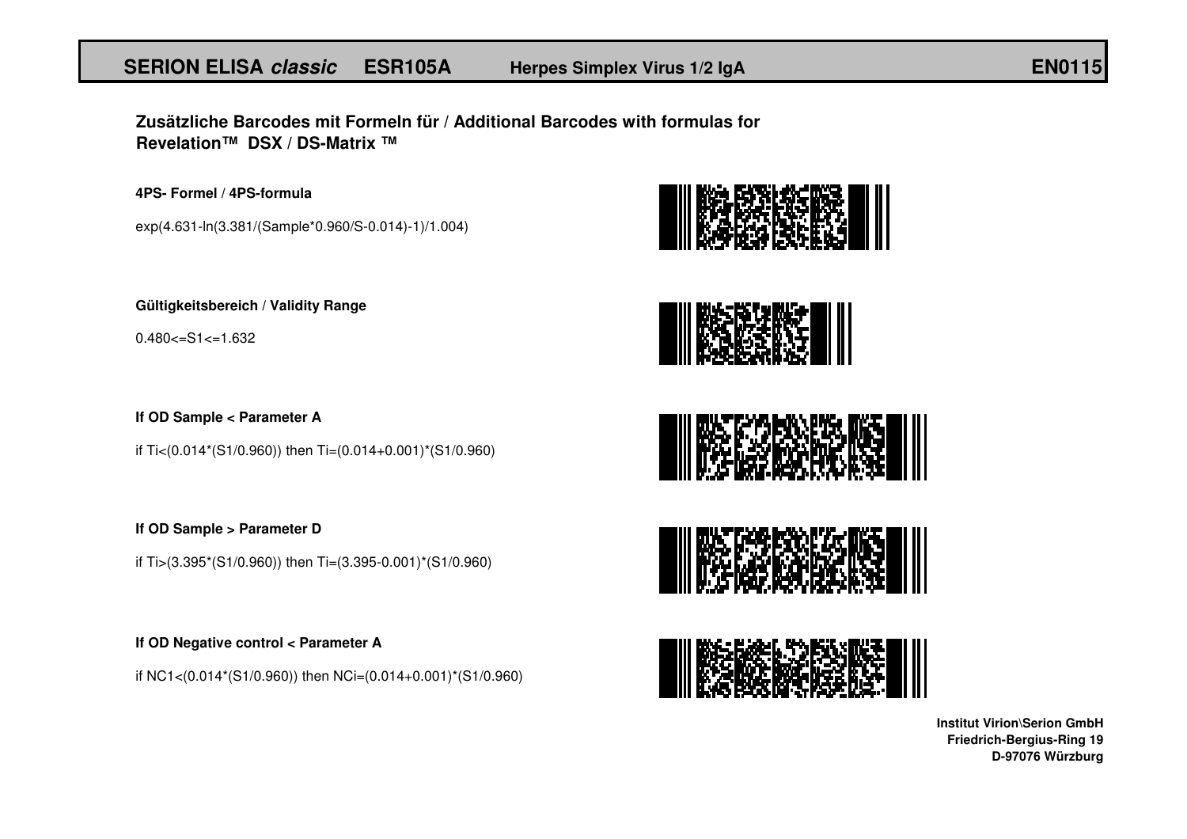## Zusätzliche Barcodes mit Formeln für / Additional Barcodes with formulas for Revelation™ DSX / DS-Matrix ™

**4PS- Formel / 4PS-formula**

exp(4.631-ln(3.381/(Sample*0.960/S-0.014)-1)/1.004)

**Gültigkeitsbereich / Validity Range**

0.480<=S1<=1.632

**If OD Sample < Parameter A**

if Ti<(0.014*(S1/0.960)) then Ti=(0.014+0.001)*(S1/0.960)

**If OD Sample > Parameter D**

if Ti>(3.395*(S1/0.960)) then Ti=(3.395-0.001)*(S1/0.960)

**If OD Negative control < Parameter A**

if NC1<(0.014*(S1/0.960)) then NCi=(0.014+0.001)*(S1/0.960)

**Institut Virion\Serion GmbH**
**Friedrich-Bergius-Ring 19**
**D-97076 Würzburg**